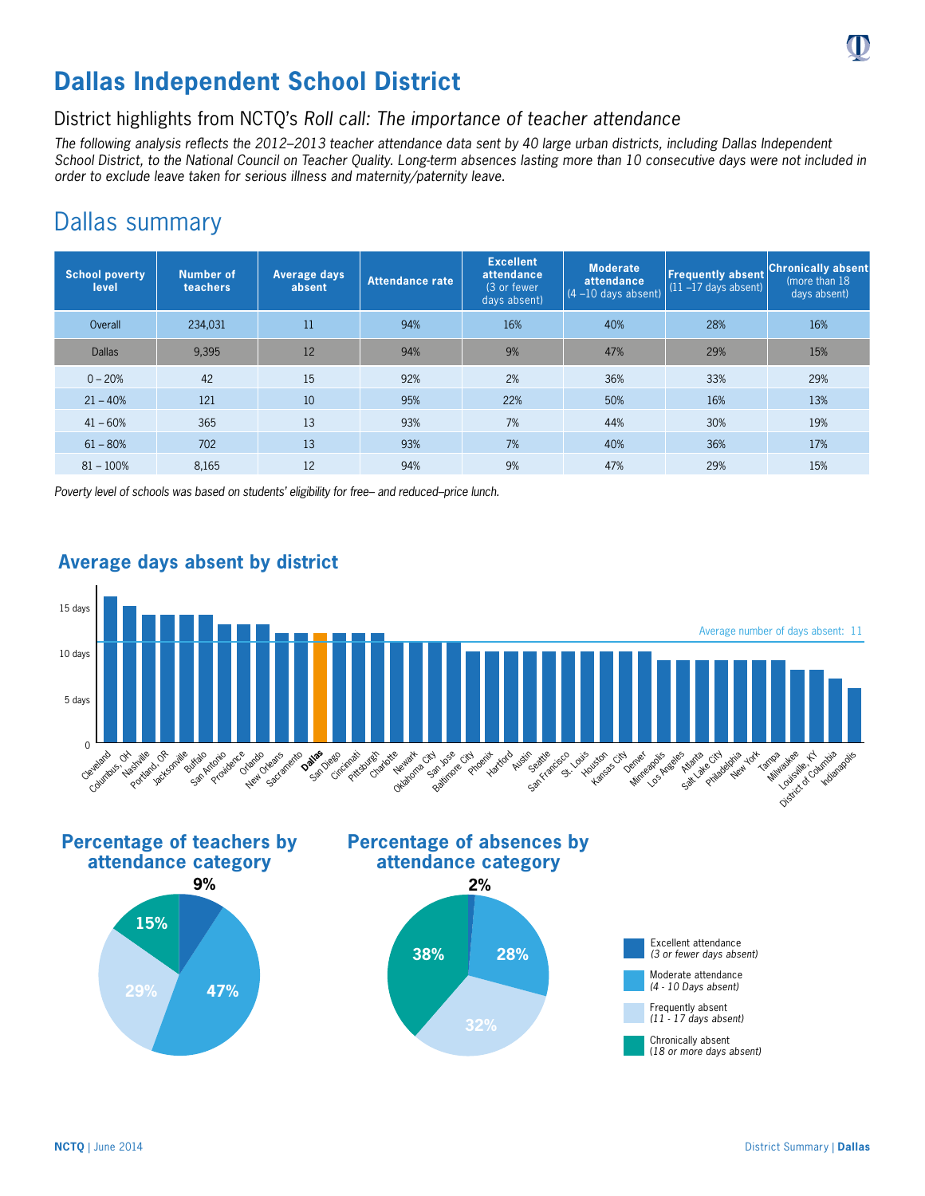# Dallas Independent School District

## District highlights from NCTQ's *Roll call: The importance of teacher attendance*

*The following analysis reflects the 2012–2013 teacher attendance data sent by 40 large urban districts, including Dallas Independent School District, to the National Council on Teacher Quality. Long-term absences lasting more than 10 consecutive days were not included in order to exclude leave taken for serious illness and maternity/paternity leave.*

## Dallas summary

| School poverty level | Number of teachers | Average days absent | Attendance rate | Excellent attendance (3 or fewer days absent) | Moderate attendance (4 –10 days absent) | Frequently absent (11 –17 days absent) | Chronically absent (more than 18 days absent) |
|---|---|---|---|---|---|---|---|
| Overall | 234,031 | 11 | 94% | 16% | 40% | 28% | 16% |
| Dallas | 9,395 | 12 | 94% | 9% | 47% | 29% | 15% |
| 0 – 20% | 42 | 15 | 92% | 2% | 36% | 33% | 29% |
| 21 – 40% | 121 | 10 | 95% | 22% | 50% | 16% | 13% |
| 41 – 60% | 365 | 13 | 93% | 7% | 44% | 30% | 19% |
| 61 – 80% | 702 | 13 | 93% | 7% | 40% | 36% | 17% |
| 81 – 100% | 8,165 | 12 | 94% | 9% | 47% | 29% | 15% |

*Poverty level of schools was based on students' eligibility for free– and reduced–price lunch.*

### Average days absent by district

Average number of days absent: 11

Cleveland, Columbus, OH, Nashville, Portland, OR, Jacksonville, Buffalo, San Antonio, Providence, Orlando, New Orleans, Sacramento, **Dallas**, San Diego, Cincinnati, Pittsburgh, Charlotte, Newark, Oklahoma City, San Jose, Baltimore City, Phoenix, Hartford, Austin, Seattle, San Francisco, St. Louis, Houston, Kansas City, Denver, Minneapolis, Los Angeles, Atlanta, Salt Lake City, Philadelphia, New York, Tampa, Milwaukee, Louisville, KY, District of Columbia, Indianapolis

### Percentage of teachers by attendance category

- Excellent attendance: 9%
- Moderate attendance: 47%
- Frequently absent: 29%
- Chronically absent: 15%

### Percentage of absences by attendance category

- Excellent attendance: 2%
- Moderate attendance: 28%
- Frequently absent: 32%
- Chronically absent: 38%

Excellent attendance *(3 or fewer days absent)*
Moderate attendance *(4 - 10 Days absent)*
Frequently absent *(11 - 17 days absent)*
Chronically absent *(18 or more days absent)*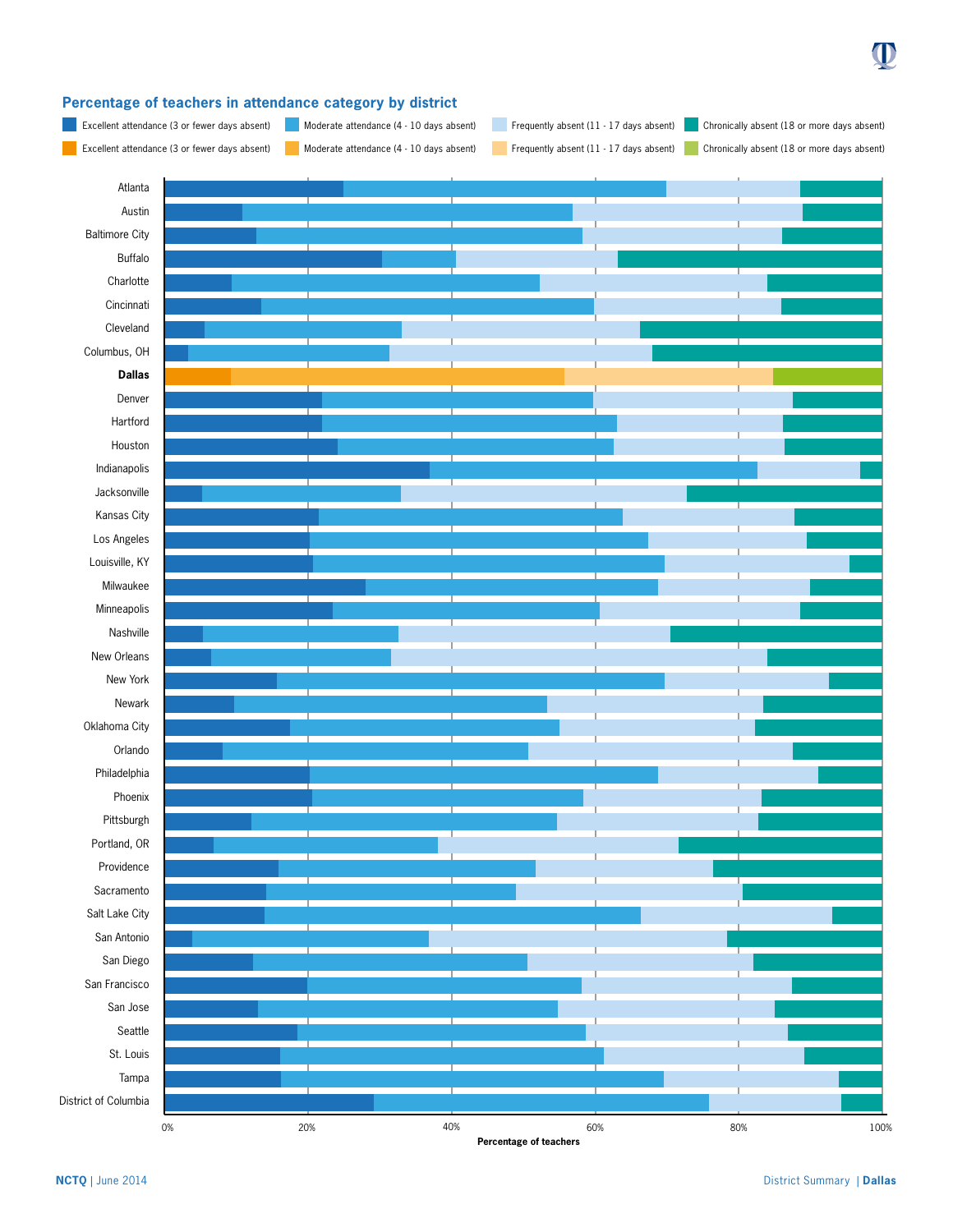## Percentage of teachers in attendance category by district

Excellent attendance (3 or fewer days absent)
Moderate attendance (4 - 10 days absent)
Frequently absent (11 - 17 days absent)
Chronically absent (18 or more days absent)
Excellent attendance (3 or fewer days absent)
Moderate attendance (4 - 10 days absent)
Frequently absent (11 - 17 days absent)
Chronically absent (18 or more days absent)

Atlanta
Austin
Baltimore City
Buffalo
Charlotte
Cincinnati
Cleveland
Columbus, OH
**Dallas**
Denver
Hartford
Houston
Indianapolis
Jacksonville
Kansas City
Los Angeles
Louisville, KY
Milwaukee
Minneapolis
Nashville
New Orleans
New York
Newark
Oklahoma City
Orlando
Philadelphia
Phoenix
Pittsburgh
Portland, OR
Providence
Sacramento
Salt Lake City
San Antonio
San Diego
San Francisco
San Jose
Seattle
St. Louis
Tampa
District of Columbia

0%
20%
40%
60%
80%
100%

**Percentage of teachers**